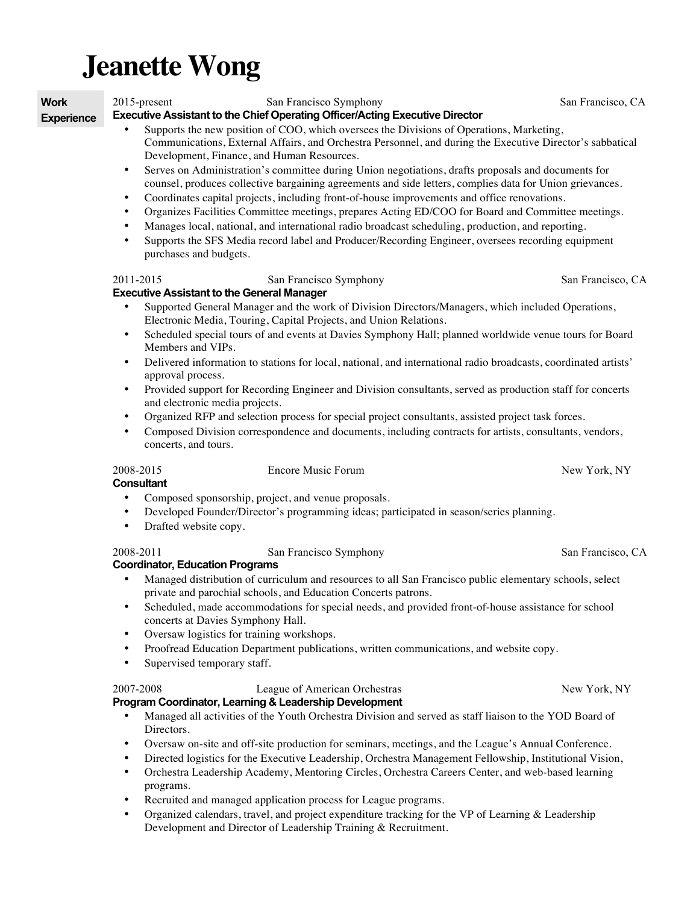# Jeanette Wong

## Work Experience

2015-present — San Francisco Symphony — San Francisco, CA

**Executive Assistant to the Chief Operating Officer/Acting Executive Director**

- Supports the new position of COO, which oversees the Divisions of Operations, Marketing, Communications, External Affairs, and Orchestra Personnel, and during the Executive Director's sabbatical Development, Finance, and Human Resources.
- Serves on Administration's committee during Union negotiations, drafts proposals and documents for counsel, produces collective bargaining agreements and side letters, complies data for Union grievances.
- Coordinates capital projects, including front-of-house improvements and office renovations.
- Organizes Facilities Committee meetings, prepares Acting ED/COO for Board and Committee meetings.
- Manages local, national, and international radio broadcast scheduling, production, and reporting.
- Supports the SFS Media record label and Producer/Recording Engineer, oversees recording equipment purchases and budgets.

2011-2015 — San Francisco Symphony — San Francisco, CA

**Executive Assistant to the General Manager**

- Supported General Manager and the work of Division Directors/Managers, which included Operations, Electronic Media, Touring, Capital Projects, and Union Relations.
- Scheduled special tours of and events at Davies Symphony Hall; planned worldwide venue tours for Board Members and VIPs.
- Delivered information to stations for local, national, and international radio broadcasts, coordinated artists' approval process.
- Provided support for Recording Engineer and Division consultants, served as production staff for concerts and electronic media projects.
- Organized RFP and selection process for special project consultants, assisted project task forces.
- Composed Division correspondence and documents, including contracts for artists, consultants, vendors, concerts, and tours.

2008-2015 — Encore Music Forum — New York, NY

**Consultant**

- Composed sponsorship, project, and venue proposals.
- Developed Founder/Director's programming ideas; participated in season/series planning.
- Drafted website copy.

2008-2011 — San Francisco Symphony — San Francisco, CA

**Coordinator, Education Programs**

- Managed distribution of curriculum and resources to all San Francisco public elementary schools, select private and parochial schools, and Education Concerts patrons.
- Scheduled, made accommodations for special needs, and provided front-of-house assistance for school concerts at Davies Symphony Hall.
- Oversaw logistics for training workshops.
- Proofread Education Department publications, written communications, and website copy.
- Supervised temporary staff.

2007-2008 — League of American Orchestras — New York, NY

**Program Coordinator, Learning & Leadership Development**

- Managed all activities of the Youth Orchestra Division and served as staff liaison to the YOD Board of Directors.
- Oversaw on-site and off-site production for seminars, meetings, and the League's Annual Conference.
- Directed logistics for the Executive Leadership, Orchestra Management Fellowship, Institutional Vision,
- Orchestra Leadership Academy, Mentoring Circles, Orchestra Careers Center, and web-based learning programs.
- Recruited and managed application process for League programs.
- Organized calendars, travel, and project expenditure tracking for the VP of Learning & Leadership Development and Director of Leadership Training & Recruitment.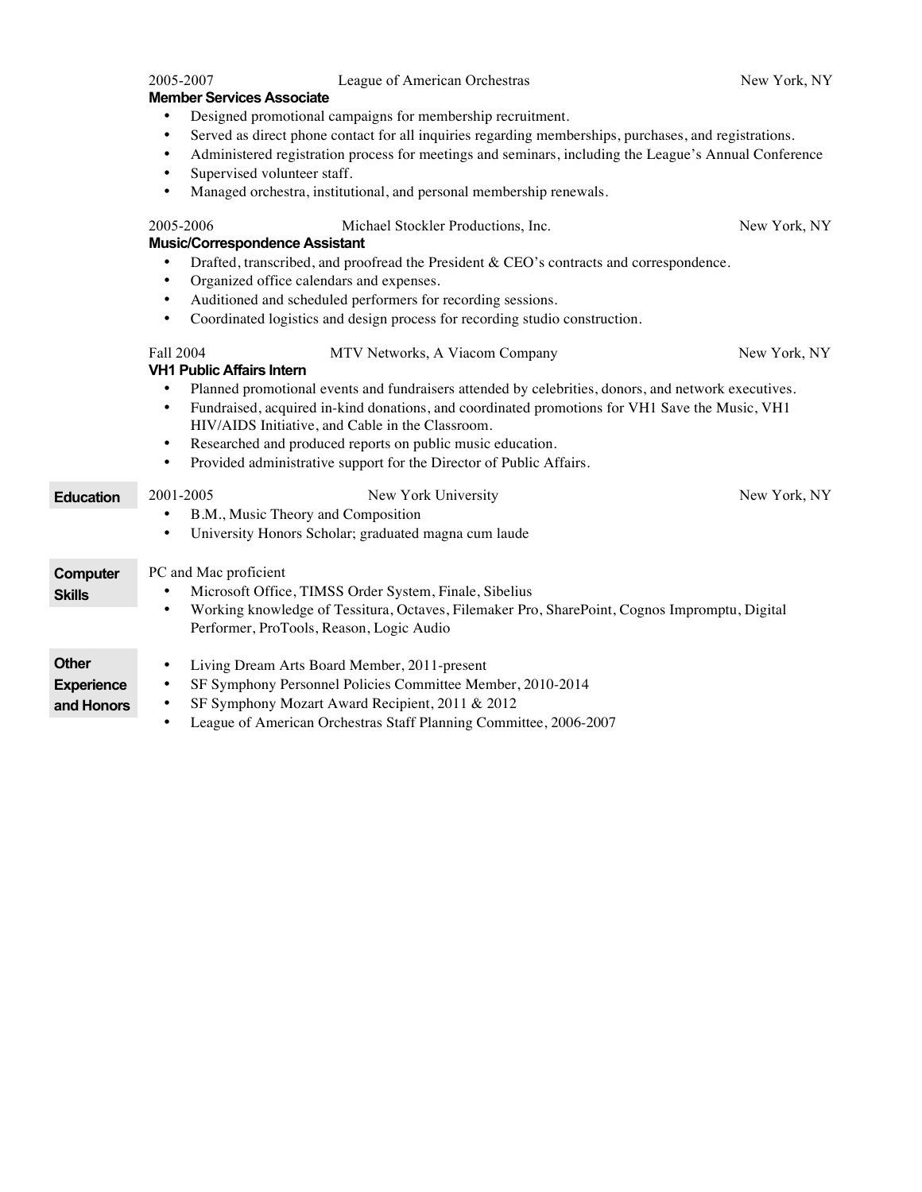2005-2007 League of American Orchestras New York, NY

**Member Services Associate**

- Designed promotional campaigns for membership recruitment.
- Served as direct phone contact for all inquiries regarding memberships, purchases, and registrations.
- Administered registration process for meetings and seminars, including the League's Annual Conference
- Supervised volunteer staff.
- Managed orchestra, institutional, and personal membership renewals.

2005-2006 Michael Stockler Productions, Inc. New York, NY

**Music/Correspondence Assistant**

- Drafted, transcribed, and proofread the President & CEO's contracts and correspondence.
- Organized office calendars and expenses.
- Auditioned and scheduled performers for recording sessions.
- Coordinated logistics and design process for recording studio construction.

Fall 2004 MTV Networks, A Viacom Company New York, NY

**VH1 Public Affairs Intern**

- Planned promotional events and fundraisers attended by celebrities, donors, and network executives.
- Fundraised, acquired in-kind donations, and coordinated promotions for VH1 Save the Music, VH1 HIV/AIDS Initiative, and Cable in the Classroom.
- Researched and produced reports on public music education.
- Provided administrative support for the Director of Public Affairs.

## Education

2001-2005 New York University New York, NY

- B.M., Music Theory and Composition
- University Honors Scholar; graduated magna cum laude

## Computer Skills

PC and Mac proficient

- Microsoft Office, TIMSS Order System, Finale, Sibelius
- Working knowledge of Tessitura, Octaves, Filemaker Pro, SharePoint, Cognos Impromptu, Digital Performer, ProTools, Reason, Logic Audio

## Other Experience and Honors

- Living Dream Arts Board Member, 2011-present
- SF Symphony Personnel Policies Committee Member, 2010-2014
- SF Symphony Mozart Award Recipient, 2011 & 2012
- League of American Orchestras Staff Planning Committee, 2006-2007